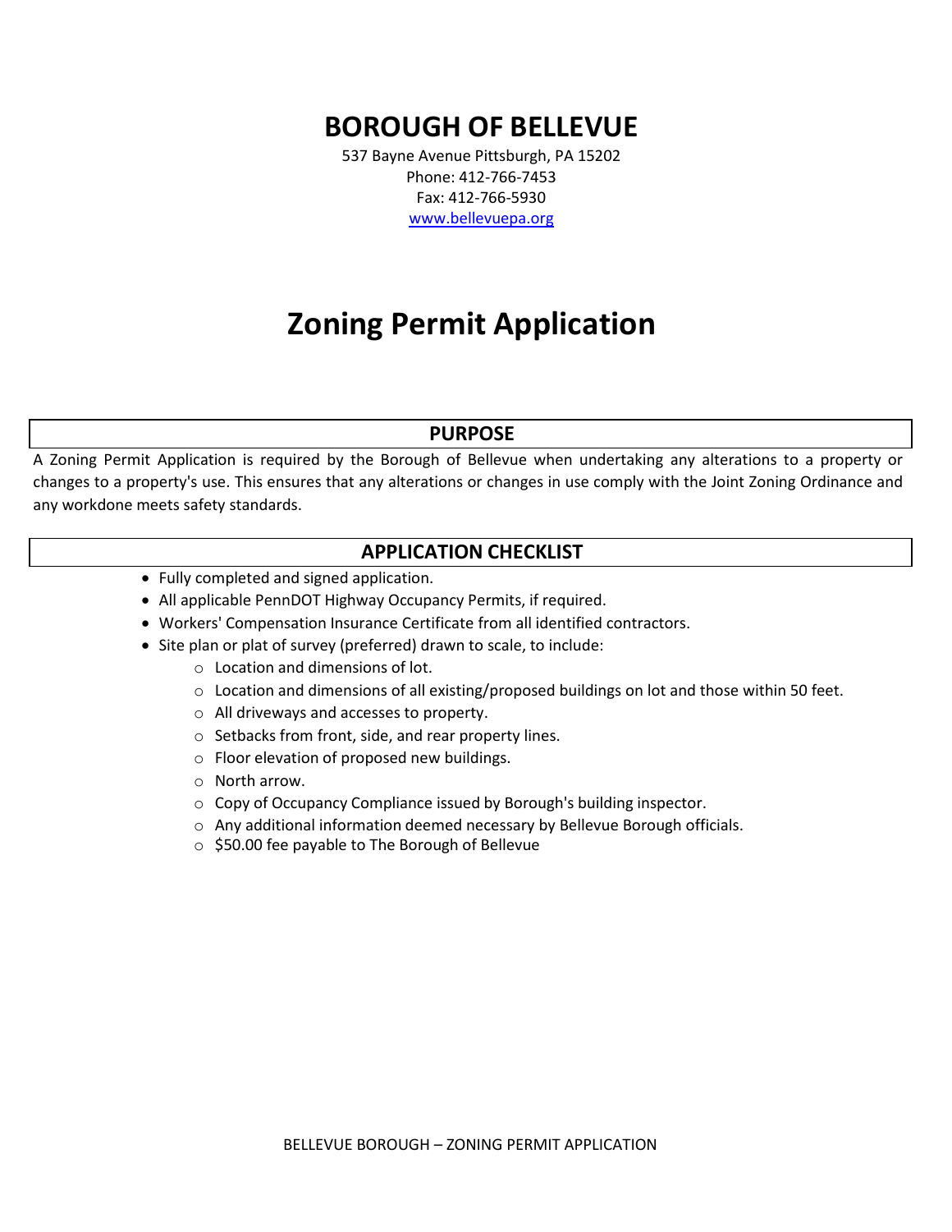# BOROUGH OF BELLEVUE

537 Bayne Avenue Pittsburgh, PA 15202
Phone: 412-766-7453
Fax: 412-766-5930
www.bellevuepa.org

# Zoning Permit Application

## PURPOSE

A Zoning Permit Application is required by the Borough of Bellevue when undertaking any alterations to a property or changes to a property's use. This ensures that any alterations or changes in use comply with the Joint Zoning Ordinance and any workdone meets safety standards.

## APPLICATION CHECKLIST

- Fully completed and signed application.
- All applicable PennDOT Highway Occupancy Permits, if required.
- Workers' Compensation Insurance Certificate from all identified contractors.
- Site plan or plat of survey (preferred) drawn to scale, to include:
  - Location and dimensions of lot.
  - Location and dimensions of all existing/proposed buildings on lot and those within 50 feet.
  - All driveways and accesses to property.
  - Setbacks from front, side, and rear property lines.
  - Floor elevation of proposed new buildings.
  - North arrow.
  - Copy of Occupancy Compliance issued by Borough's building inspector.
  - Any additional information deemed necessary by Bellevue Borough officials.
  - $50.00 fee payable to The Borough of Bellevue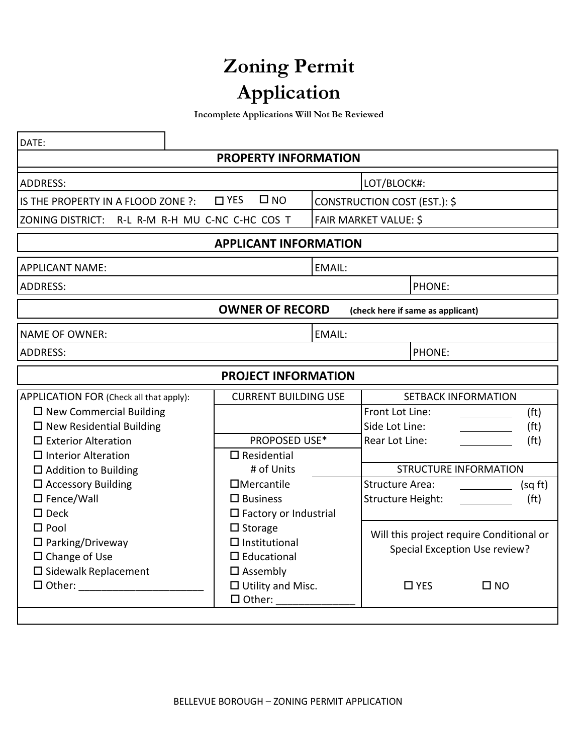# Zoning Permit Application

**Incomplete Applications Will Not Be Reviewed**

| | |
|---|---|
| DATE: | |

## PROPERTY INFORMATION

| | |
|---|---|
| ADDRESS: | LOT/BLOCK#: |
| IS THE PROPERTY IN A FLOOD ZONE ?: ☐ YES ☐ NO | CONSTRUCTION COST (EST.): $ |
| ZONING DISTRICT: R-L R-M R-H MU C-NC C-HC COS T | FAIR MARKET VALUE: $ |

## APPLICANT INFORMATION

| | |
|---|---|
| APPLICANT NAME: | EMAIL: |
| ADDRESS: | PHONE: |

## OWNER OF RECORD (check here if same as applicant)

| | |
|---|---|
| NAME OF OWNER: | EMAIL: |
| ADDRESS: | PHONE: |

## PROJECT INFORMATION

| APPLICATION FOR (Check all that apply): | CURRENT BUILDING USE | SETBACK INFORMATION |
|---|---|---|
| ☐ New Commercial Building<br>☐ New Residential Building | | Front Lot Line: ________ (ft)<br>Side Lot Line: ________ (ft) |
| ☐ Exterior Alteration | PROPOSED USE* | Rear Lot Line: ________ (ft) |
| ☐ Interior Alteration<br>☐ Addition to Building<br>☐ Accessory Building<br>☐ Fence/Wall<br>☐ Deck | ☐ Residential<br># of Units ________<br>☐ Mercantile<br>☐ Business<br>☐ Factory or Industrial | STRUCTURE INFORMATION<br>Structure Area: ________ (sq ft)<br>Structure Height: ________ (ft) |
| ☐ Pool<br>☐ Parking/Driveway<br>☐ Change of Use<br>☐ Sidewalk Replacement<br>☐ Other: ______________________ | ☐ Storage<br>☐ Institutional<br>☐ Educational<br>☐ Assembly<br>☐ Utility and Misc.<br>☐ Other: ______________ | Will this project require Conditional or Special Exception Use review?<br>☐ YES ☐ NO |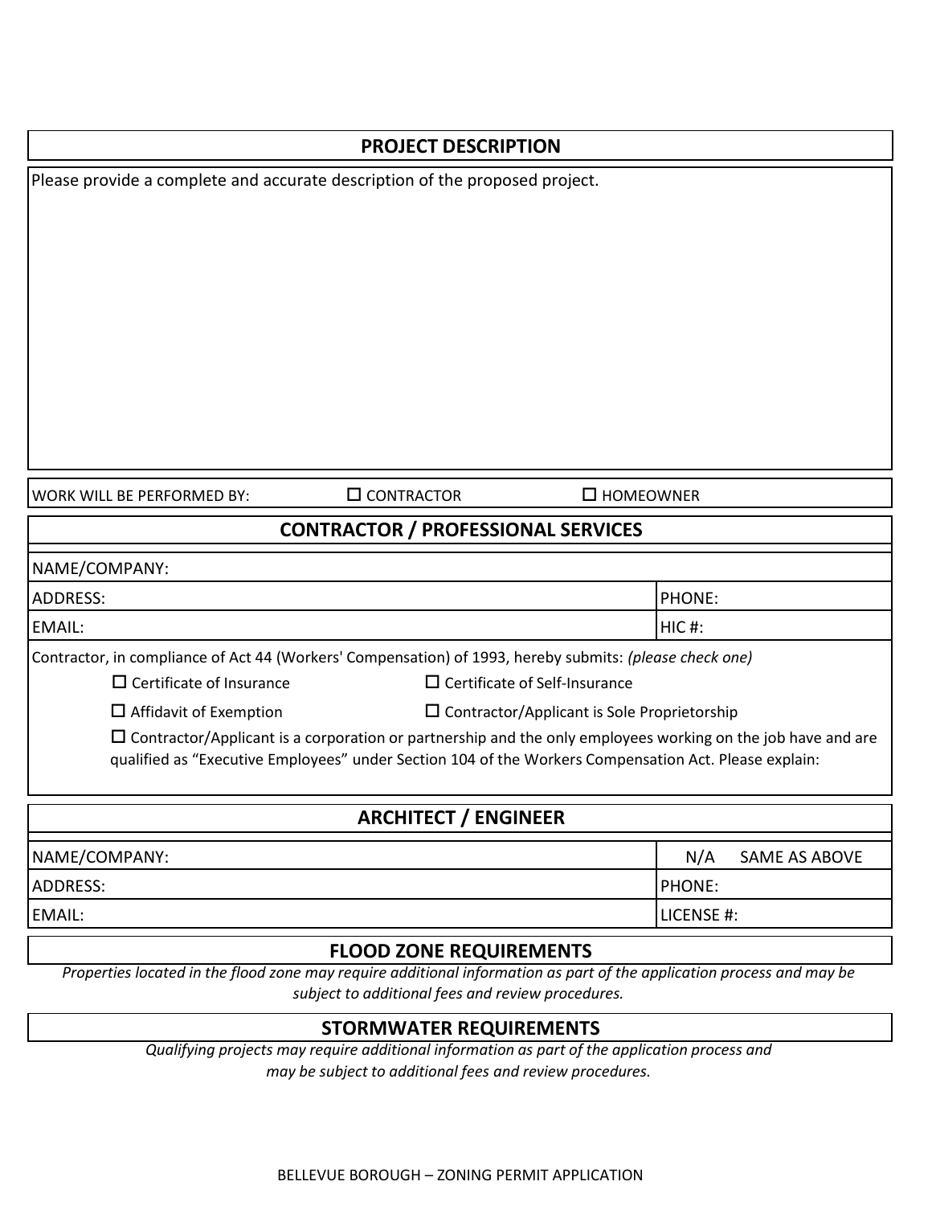## PROJECT DESCRIPTION

Please provide a complete and accurate description of the proposed project.

WORK WILL BE PERFORMED BY: ☐ CONTRACTOR ☐ HOMEOWNER

## CONTRACTOR / PROFESSIONAL SERVICES

| | |
|---|---|
| NAME/COMPANY: | |
| ADDRESS: | PHONE: |
| EMAIL: | HIC #: |

Contractor, in compliance of Act 44 (Workers' Compensation) of 1993, hereby submits: *(please check one)*

☐ Certificate of Insurance ☐ Certificate of Self-Insurance

☐ Affidavit of Exemption ☐ Contractor/Applicant is Sole Proprietorship

☐ Contractor/Applicant is a corporation or partnership and the only employees working on the job have and are qualified as "Executive Employees" under Section 104 of the Workers Compensation Act. Please explain:

## ARCHITECT / ENGINEER

| | |
|---|---|
| NAME/COMPANY: | N/A SAME AS ABOVE |
| ADDRESS: | PHONE: |
| EMAIL: | LICENSE #: |

## FLOOD ZONE REQUIREMENTS

*Properties located in the flood zone may require additional information as part of the application process and may be subject to additional fees and review procedures.*

## STORMWATER REQUIREMENTS

*Qualifying projects may require additional information as part of the application process and may be subject to additional fees and review procedures.*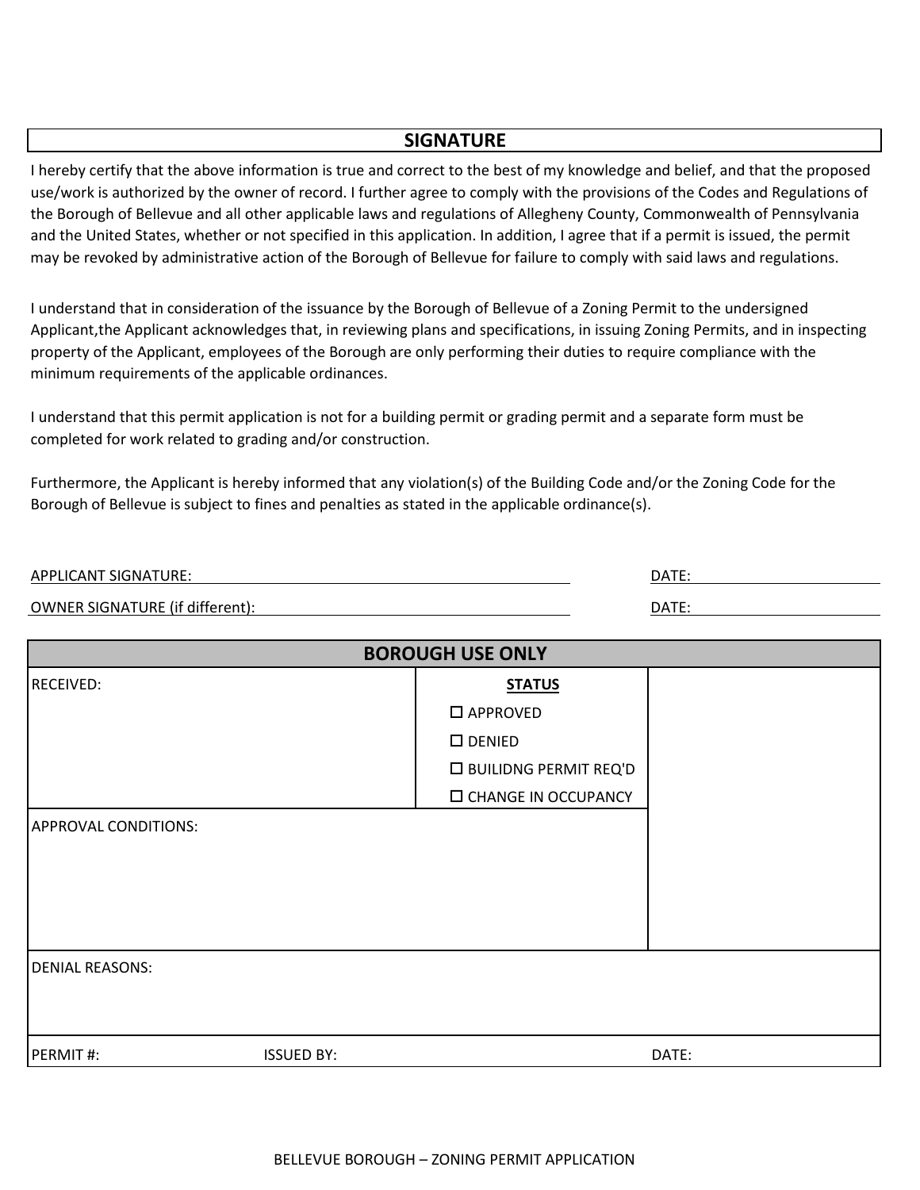## SIGNATURE

I hereby certify that the above information is true and correct to the best of my knowledge and belief, and that the proposed use/work is authorized by the owner of record. I further agree to comply with the provisions of the Codes and Regulations of the Borough of Bellevue and all other applicable laws and regulations of Allegheny County, Commonwealth of Pennsylvania and the United States, whether or not specified in this application. In addition, I agree that if a permit is issued, the permit may be revoked by administrative action of the Borough of Bellevue for failure to comply with said laws and regulations.

I understand that in consideration of the issuance by the Borough of Bellevue of a Zoning Permit to the undersigned Applicant,the Applicant acknowledges that, in reviewing plans and specifications, in issuing Zoning Permits, and in inspecting property of the Applicant, employees of the Borough are only performing their duties to require compliance with the minimum requirements of the applicable ordinances.

I understand that this permit application is not for a building permit or grading permit and a separate form must be completed for work related to grading and/or construction.

Furthermore, the Applicant is hereby informed that any violation(s) of the Building Code and/or the Zoning Code for the Borough of Bellevue is subject to fines and penalties as stated in the applicable ordinance(s).

APPLICANT SIGNATURE: ______________________________ DATE: ____________

OWNER SIGNATURE (if different): ______________________________ DATE: ____________

## BOROUGH USE ONLY

| | | |
|---|---|---|
| RECEIVED: | **STATUS**<br>☐ APPROVED<br>☐ DENIED<br>☐ BUILIDNG PERMIT REQ'D<br>☐ CHANGE IN OCCUPANCY | |
| APPROVAL CONDITIONS: | | |
| DENIAL REASONS: | | |
| PERMIT #: | ISSUED BY: | DATE: |

BELLEVUE BOROUGH – ZONING PERMIT APPLICATION